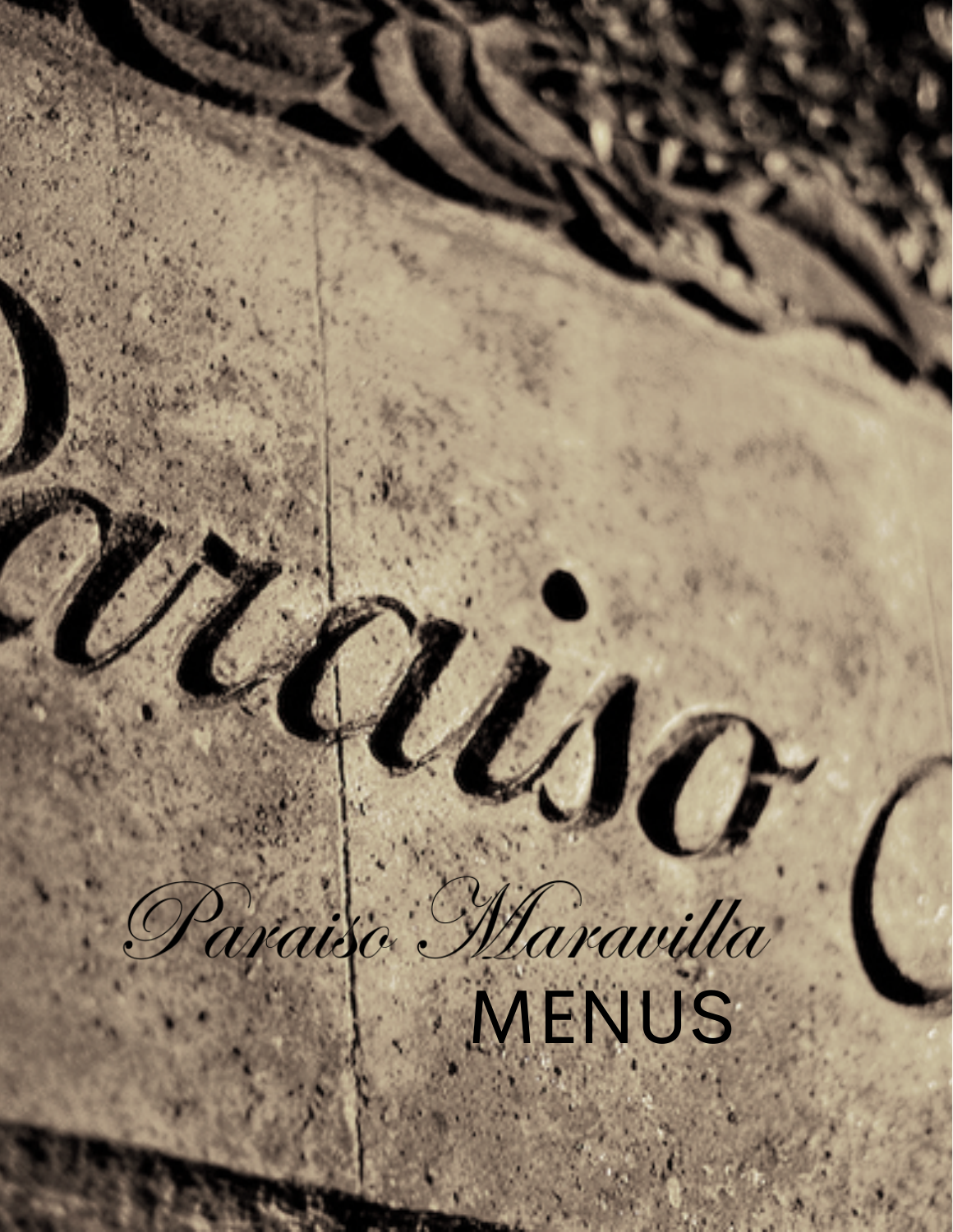# Paraiso Maravilla

## MENUS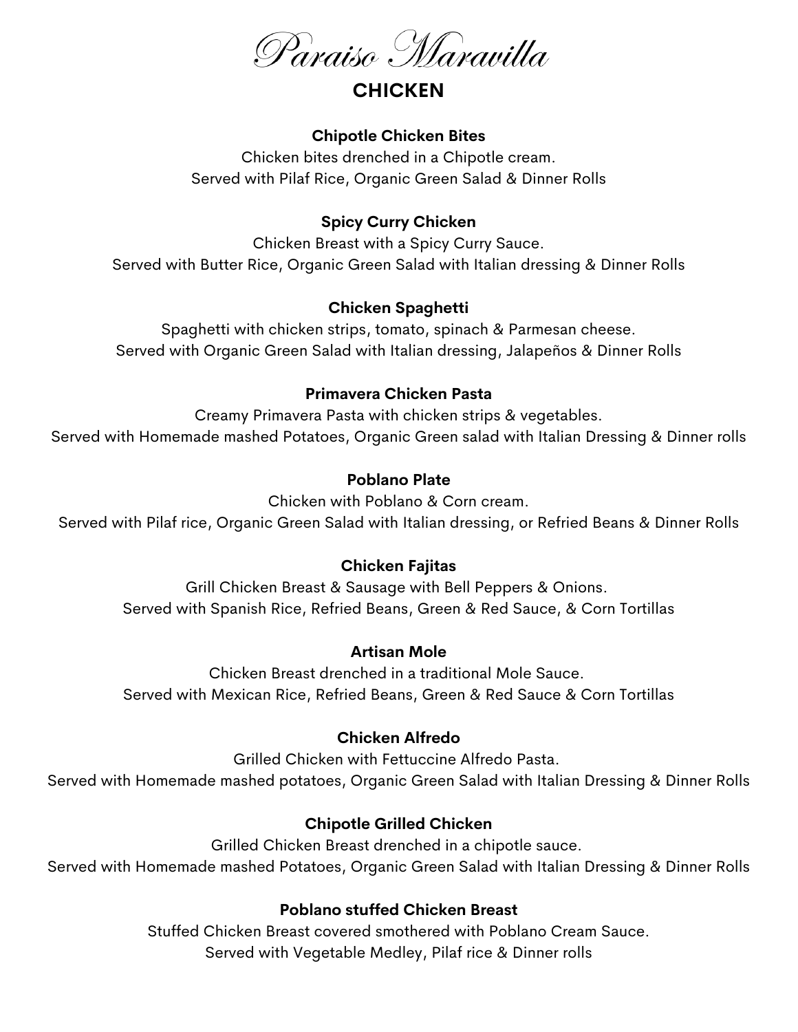# Paraiso Maravilla

## CHICKEN

**Chipotle Chicken Bites**
Chicken bites drenched in a Chipotle cream.
Served with Pilaf Rice, Organic Green Salad & Dinner Rolls

**Spicy Curry Chicken**
Chicken Breast with a Spicy Curry Sauce.
Served with Butter Rice, Organic Green Salad with Italian dressing & Dinner Rolls

**Chicken Spaghetti**
Spaghetti with chicken strips, tomato, spinach & Parmesan cheese.
Served with Organic Green Salad with Italian dressing, Jalapeños & Dinner Rolls

**Primavera Chicken Pasta**
Creamy Primavera Pasta with chicken strips & vegetables.
Served with Homemade mashed Potatoes, Organic Green salad with Italian Dressing & Dinner rolls

**Poblano Plate**
Chicken with Poblano & Corn cream.
Served with Pilaf rice, Organic Green Salad with Italian dressing, or Refried Beans & Dinner Rolls

**Chicken Fajitas**
Grill Chicken Breast & Sausage with Bell Peppers & Onions.
Served with Spanish Rice, Refried Beans, Green & Red Sauce, & Corn Tortillas

**Artisan Mole**
Chicken Breast drenched in a traditional Mole Sauce.
Served with Mexican Rice, Refried Beans, Green & Red Sauce & Corn Tortillas

**Chicken Alfredo**
Grilled Chicken with Fettuccine Alfredo Pasta.
Served with Homemade mashed potatoes, Organic Green Salad with Italian Dressing & Dinner Rolls

**Chipotle Grilled Chicken**
Grilled Chicken Breast drenched in a chipotle sauce.
Served with Homemade mashed Potatoes, Organic Green Salad with Italian Dressing & Dinner Rolls

**Poblano stuffed Chicken Breast**
Stuffed Chicken Breast covered smothered with Poblano Cream Sauce.
Served with Vegetable Medley, Pilaf rice & Dinner rolls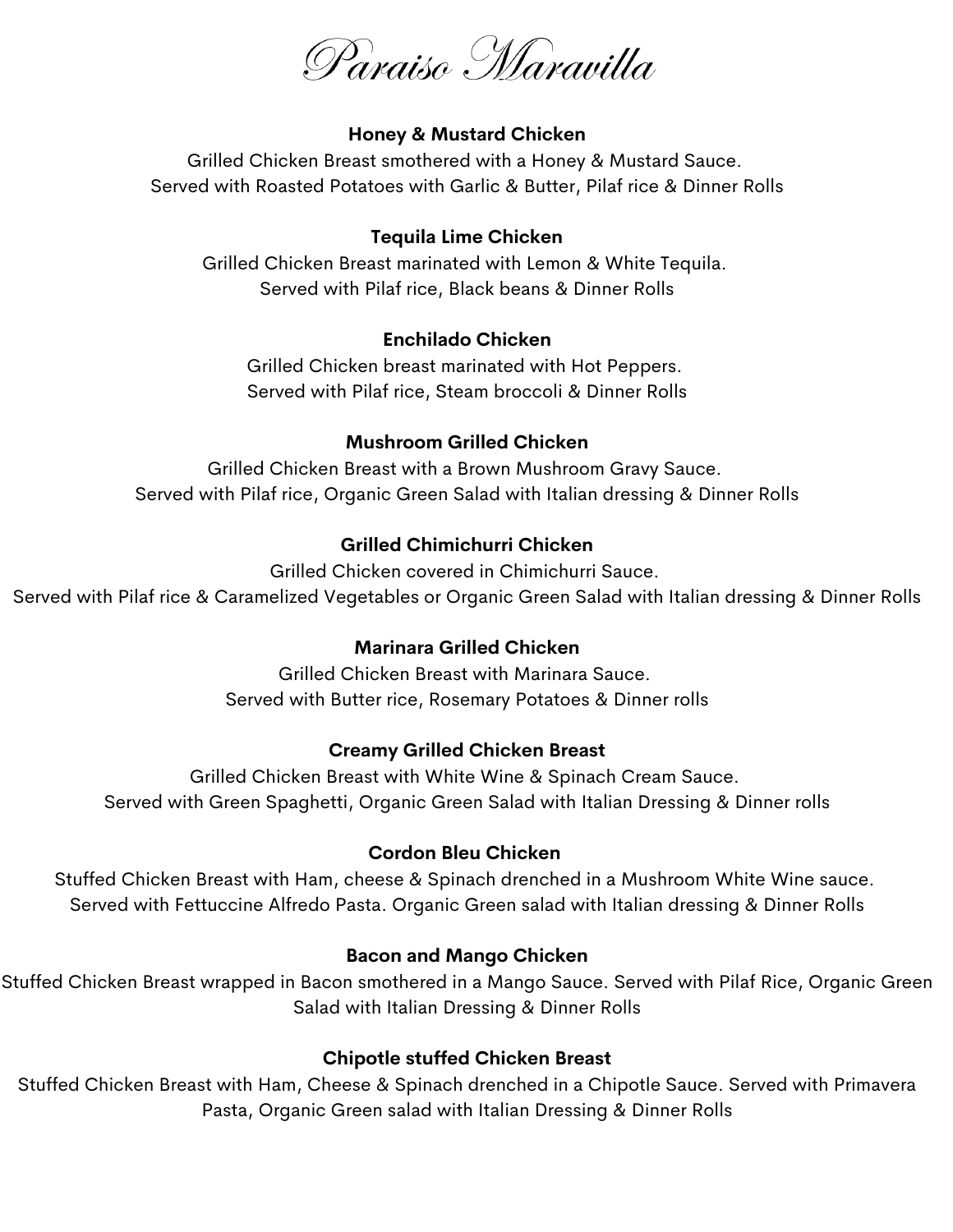# Paraiso Maravilla

**Honey & Mustard Chicken**

Grilled Chicken Breast smothered with a Honey & Mustard Sauce.
Served with Roasted Potatoes with Garlic & Butter, Pilaf rice & Dinner Rolls

**Tequila Lime Chicken**

Grilled Chicken Breast marinated with Lemon & White Tequila.
Served with Pilaf rice, Black beans & Dinner Rolls

**Enchilado Chicken**

Grilled Chicken breast marinated with Hot Peppers.
Served with Pilaf rice, Steam broccoli & Dinner Rolls

**Mushroom Grilled Chicken**

Grilled Chicken Breast with a Brown Mushroom Gravy Sauce.
Served with Pilaf rice, Organic Green Salad with Italian dressing & Dinner Rolls

**Grilled Chimichurri Chicken**

Grilled Chicken covered in Chimichurri Sauce.
Served with Pilaf rice & Caramelized Vegetables or Organic Green Salad with Italian dressing & Dinner Rolls

**Marinara Grilled Chicken**

Grilled Chicken Breast with Marinara Sauce.
Served with Butter rice, Rosemary Potatoes & Dinner rolls

**Creamy Grilled Chicken Breast**

Grilled Chicken Breast with White Wine & Spinach Cream Sauce.
Served with Green Spaghetti, Organic Green Salad with Italian Dressing & Dinner rolls

**Cordon Bleu Chicken**

Stuffed Chicken Breast with Ham, cheese & Spinach drenched in a Mushroom White Wine sauce.
Served with Fettuccine Alfredo Pasta. Organic Green salad with Italian dressing & Dinner Rolls

**Bacon and Mango Chicken**

Stuffed Chicken Breast wrapped in Bacon smothered in a Mango Sauce. Served with Pilaf Rice, Organic Green Salad with Italian Dressing & Dinner Rolls

**Chipotle stuffed Chicken Breast**

Stuffed Chicken Breast with Ham, Cheese & Spinach drenched in a Chipotle Sauce. Served with Primavera Pasta, Organic Green salad with Italian Dressing & Dinner Rolls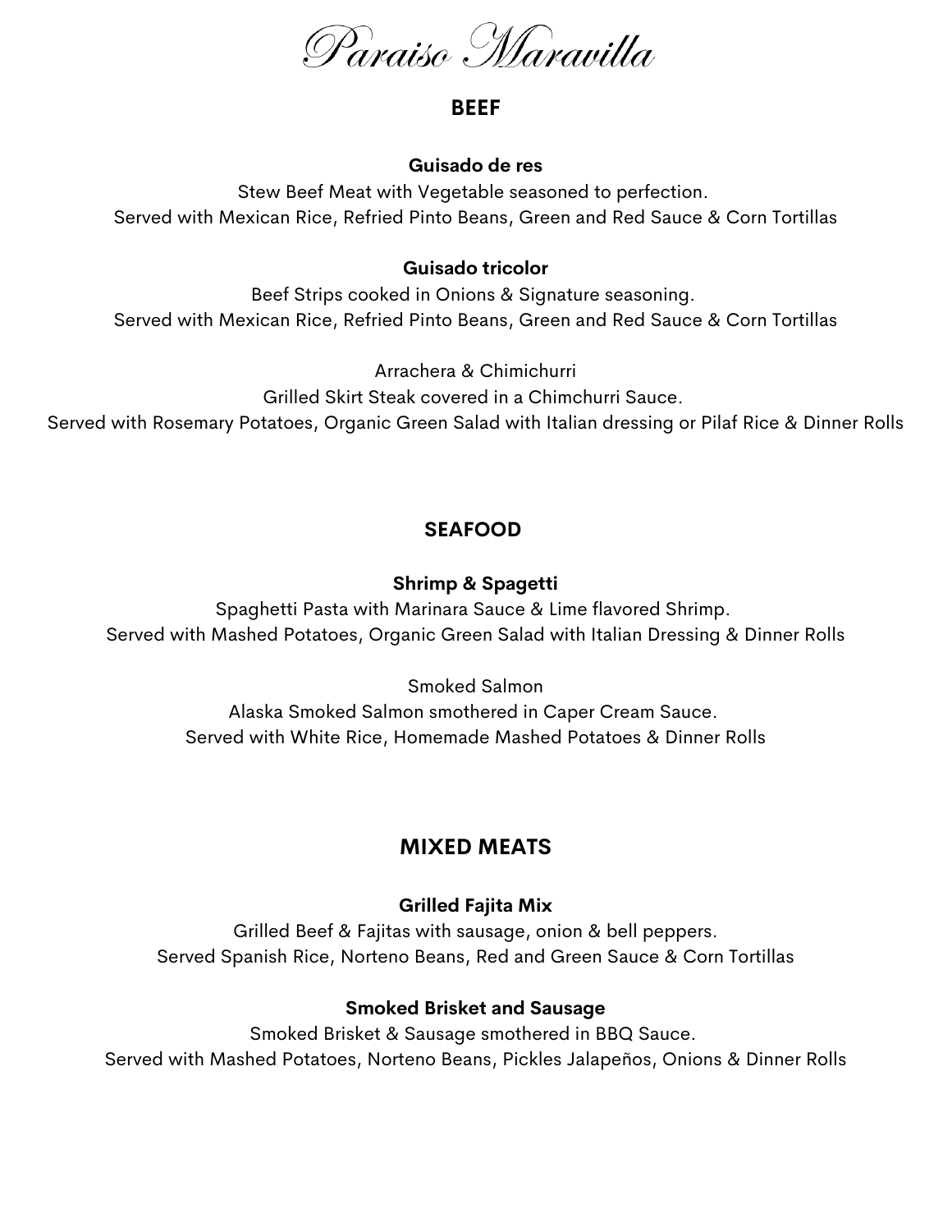# Paraiso Maravilla

## BEEF

**Guisado de res**
Stew Beef Meat with Vegetable seasoned to perfection.
Served with Mexican Rice, Refried Pinto Beans, Green and Red Sauce & Corn Tortillas

**Guisado tricolor**
Beef Strips cooked in Onions & Signature seasoning.
Served with Mexican Rice, Refried Pinto Beans, Green and Red Sauce & Corn Tortillas

Arrachera & Chimichurri
Grilled Skirt Steak covered in a Chimchurri Sauce.
Served with Rosemary Potatoes, Organic Green Salad with Italian dressing or Pilaf Rice & Dinner Rolls

## SEAFOOD

**Shrimp & Spagetti**
Spaghetti Pasta with Marinara Sauce & Lime flavored Shrimp.
Served with Mashed Potatoes, Organic Green Salad with Italian Dressing & Dinner Rolls

Smoked Salmon
Alaska Smoked Salmon smothered in Caper Cream Sauce.
Served with White Rice, Homemade Mashed Potatoes & Dinner Rolls

## MIXED MEATS

**Grilled Fajita Mix**
Grilled Beef & Fajitas with sausage, onion & bell peppers.
Served Spanish Rice, Norteno Beans, Red and Green Sauce & Corn Tortillas

**Smoked Brisket and Sausage**
Smoked Brisket & Sausage smothered in BBQ Sauce.
Served with Mashed Potatoes, Norteno Beans, Pickles Jalapeños, Onions & Dinner Rolls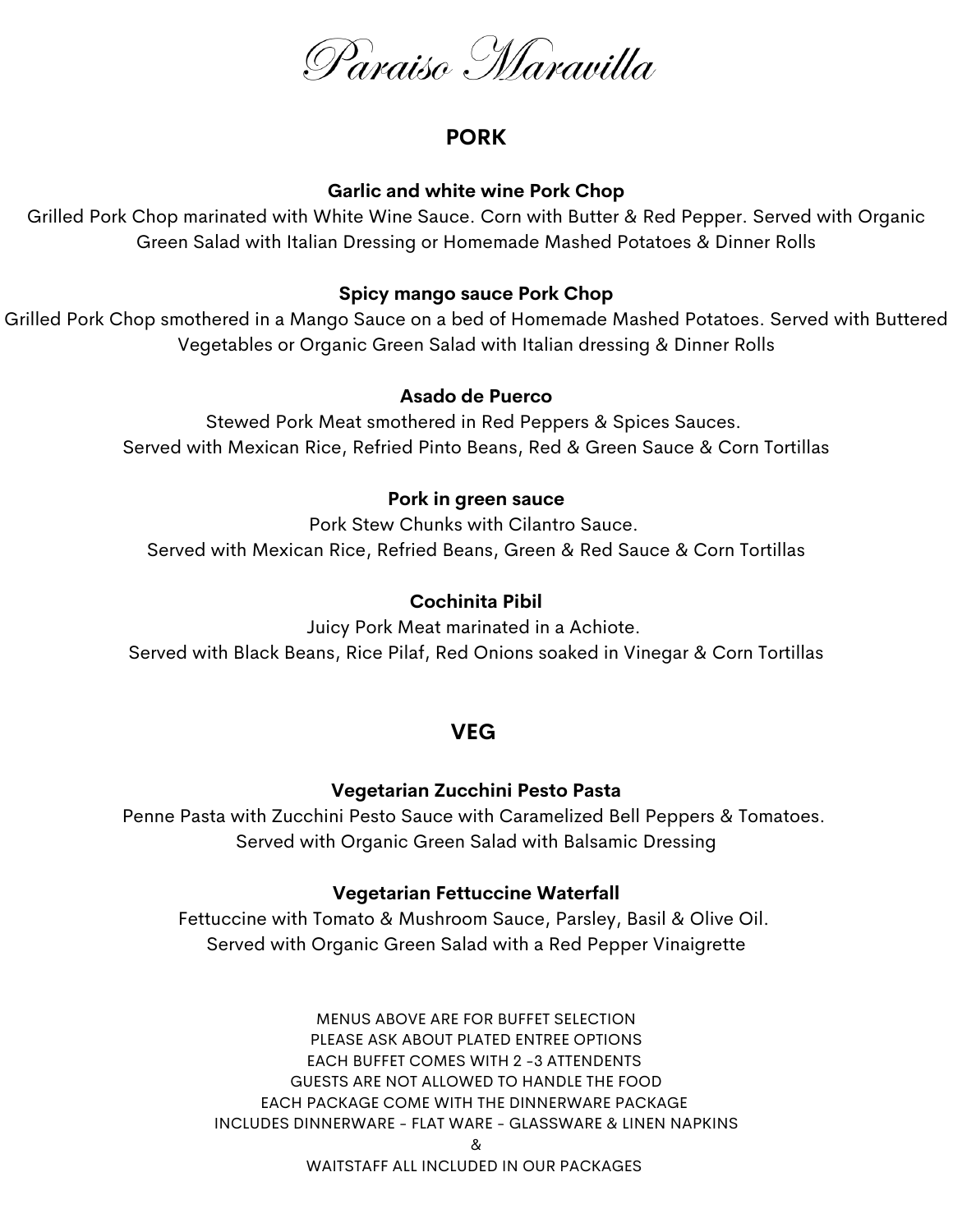# *Paraiso Maravilla*

## PORK

**Garlic and white wine Pork Chop**

Grilled Pork Chop marinated with White Wine Sauce. Corn with Butter & Red Pepper. Served with Organic Green Salad with Italian Dressing or Homemade Mashed Potatoes & Dinner Rolls

**Spicy mango sauce Pork Chop**

Grilled Pork Chop smothered in a Mango Sauce on a bed of Homemade Mashed Potatoes. Served with Buttered Vegetables or Organic Green Salad with Italian dressing & Dinner Rolls

**Asado de Puerco**

Stewed Pork Meat smothered in Red Peppers & Spices Sauces.
Served with Mexican Rice, Refried Pinto Beans, Red & Green Sauce & Corn Tortillas

**Pork in green sauce**

Pork Stew Chunks with Cilantro Sauce.
Served with Mexican Rice, Refried Beans, Green & Red Sauce & Corn Tortillas

**Cochinita Pibil**

Juicy Pork Meat marinated in a Achiote.
Served with Black Beans, Rice Pilaf, Red Onions soaked in Vinegar & Corn Tortillas

## VEG

**Vegetarian Zucchini Pesto Pasta**

Penne Pasta with Zucchini Pesto Sauce with Caramelized Bell Peppers & Tomatoes.
Served with Organic Green Salad with Balsamic Dressing

**Vegetarian Fettuccine Waterfall**

Fettuccine with Tomato & Mushroom Sauce, Parsley, Basil & Olive Oil.
Served with Organic Green Salad with a Red Pepper Vinaigrette

MENUS ABOVE ARE FOR BUFFET SELECTION
PLEASE ASK ABOUT PLATED ENTREE OPTIONS
EACH BUFFET COMES WITH 2 -3 ATTENDENTS
GUESTS ARE NOT ALLOWED TO HANDLE THE FOOD
EACH PACKAGE COME WITH THE DINNERWARE PACKAGE
INCLUDES DINNERWARE - FLAT WARE - GLASSWARE & LINEN NAPKINS
&
WAITSTAFF ALL INCLUDED IN OUR PACKAGES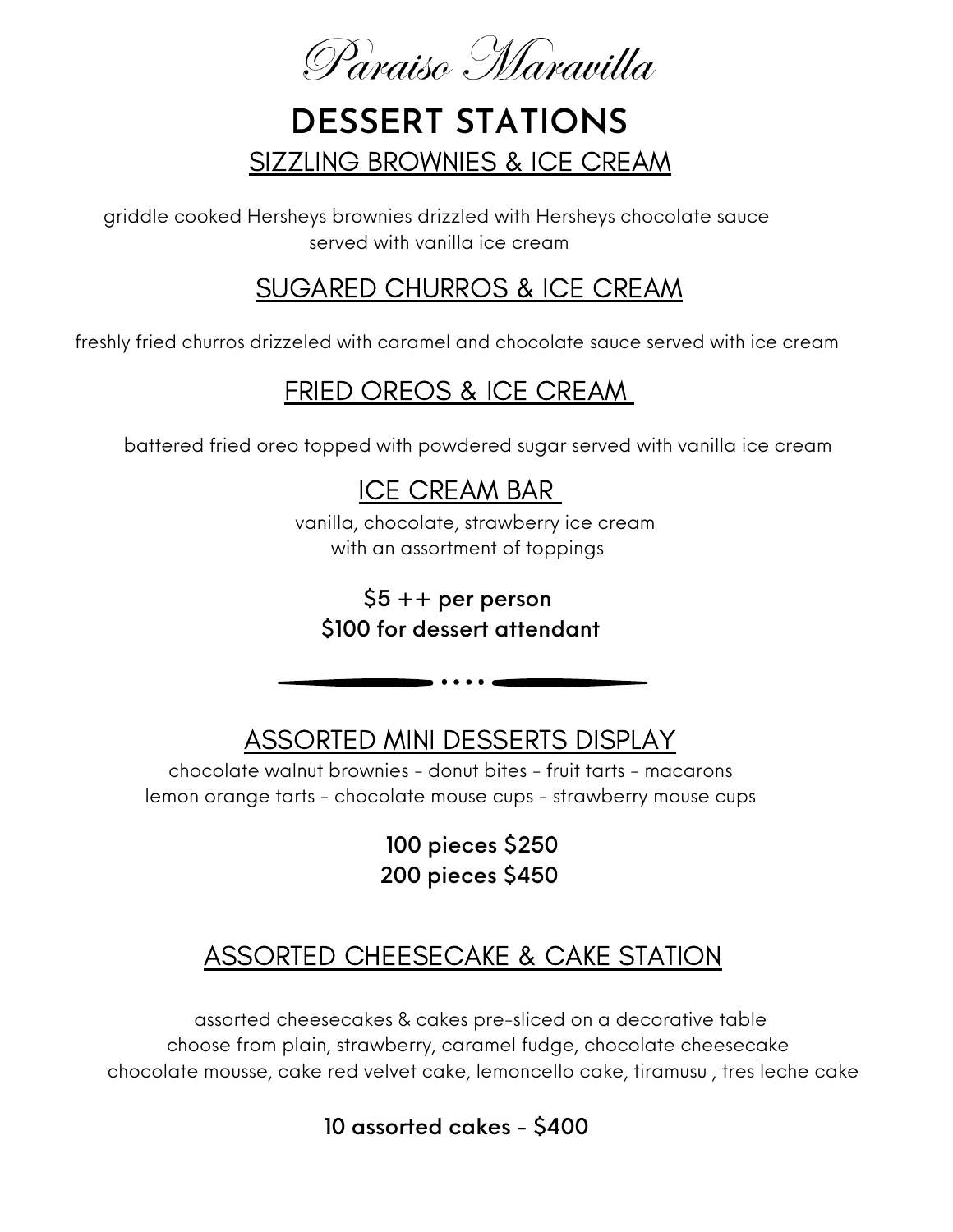*Paraiso Maravilla*

# DESSERT STATIONS

## SIZZLING BROWNIES & ICE CREAM

griddle cooked Hersheys brownies drizzled with Hersheys chocolate sauce
served with vanilla ice cream

## SUGARED CHURROS & ICE CREAM

freshly fried churros drizzeled with caramel and chocolate sauce served with ice cream

## FRIED OREOS & ICE CREAM

battered fried oreo topped with powdered sugar served with vanilla ice cream

## ICE CREAM BAR

vanilla, chocolate, strawberry ice cream
with an assortment of toppings

**$5 ++ per person**
**$100 for dessert attendant**

---

## ASSORTED MINI DESSERTS DISPLAY

chocolate walnut brownies - donut bites - fruit tarts - macarons
lemon orange tarts - chocolate mouse cups - strawberry mouse cups

**100 pieces $250**
**200 pieces $450**

## ASSORTED CHEESECAKE & CAKE STATION

assorted cheesecakes & cakes pre-sliced on a decorative table
choose from plain, strawberry, caramel fudge, chocolate cheesecake
chocolate mousse, cake red velvet cake, lemoncello cake, tiramusu , tres leche cake

**10 assorted cakes - $400**